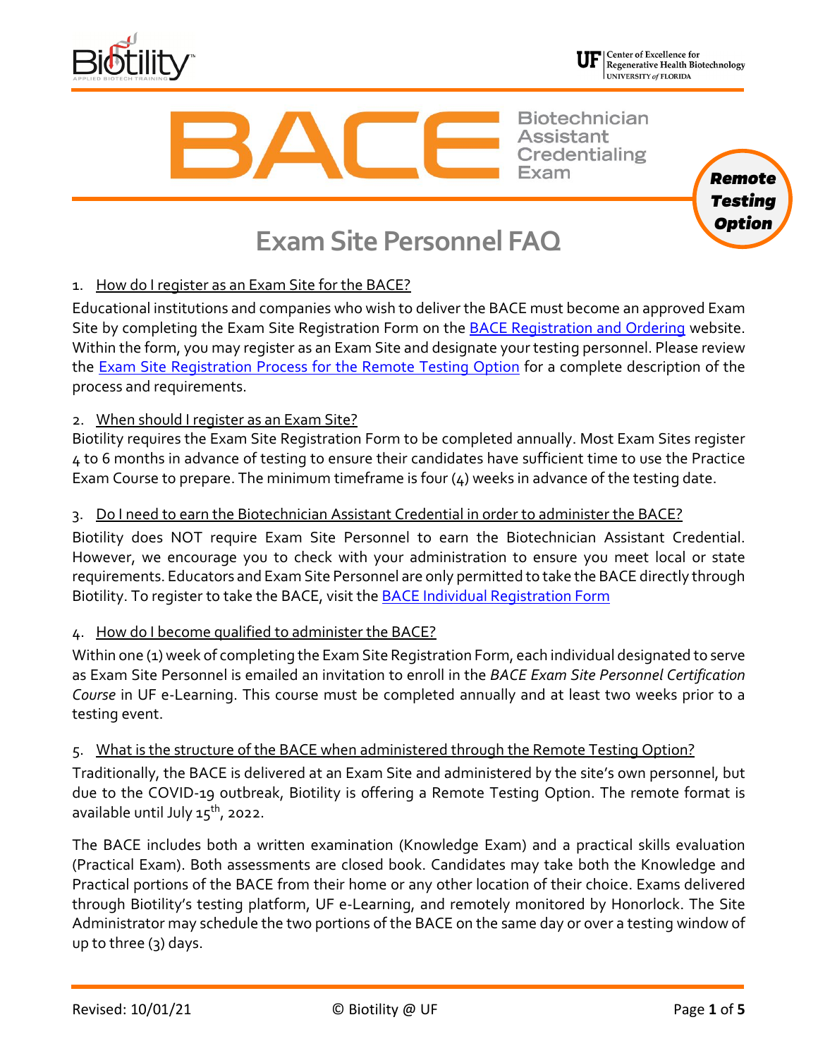# BACE Biotechnician Assistant Credentialing Exam

**Remote Testing Option**

## Exam Site Personnel FAQ

1. How do I register as an Exam Site for the BACE?

Educational institutions and companies who wish to deliver the BACE must become an approved Exam Site by completing the Exam Site Registration Form on the BACE Registration and Ordering website. Within the form, you may register as an Exam Site and designate your testing personnel. Please review the Exam Site Registration Process for the Remote Testing Option for a complete description of the process and requirements.

2. When should I register as an Exam Site?

Biotility requires the Exam Site Registration Form to be completed annually. Most Exam Sites register 4 to 6 months in advance of testing to ensure their candidates have sufficient time to use the Practice Exam Course to prepare. The minimum timeframe is four (4) weeks in advance of the testing date.

3. Do I need to earn the Biotechnician Assistant Credential in order to administer the BACE?

Biotility does NOT require Exam Site Personnel to earn the Biotechnician Assistant Credential. However, we encourage you to check with your administration to ensure you meet local or state requirements. Educators and Exam Site Personnel are only permitted to take the BACE directly through Biotility. To register to take the BACE, visit the BACE Individual Registration Form

4. How do I become qualified to administer the BACE?

Within one (1) week of completing the Exam Site Registration Form, each individual designated to serve as Exam Site Personnel is emailed an invitation to enroll in the *BACE Exam Site Personnel Certification Course* in UF e-Learning. This course must be completed annually and at least two weeks prior to a testing event.

5. What is the structure of the BACE when administered through the Remote Testing Option?

Traditionally, the BACE is delivered at an Exam Site and administered by the site's own personnel, but due to the COVID-19 outbreak, Biotility is offering a Remote Testing Option. The remote format is available until July 15th, 2022.

The BACE includes both a written examination (Knowledge Exam) and a practical skills evaluation (Practical Exam). Both assessments are closed book. Candidates may take both the Knowledge and Practical portions of the BACE from their home or any other location of their choice. Exams delivered through Biotility's testing platform, UF e-Learning, and remotely monitored by Honorlock. The Site Administrator may schedule the two portions of the BACE on the same day or over a testing window of up to three (3) days.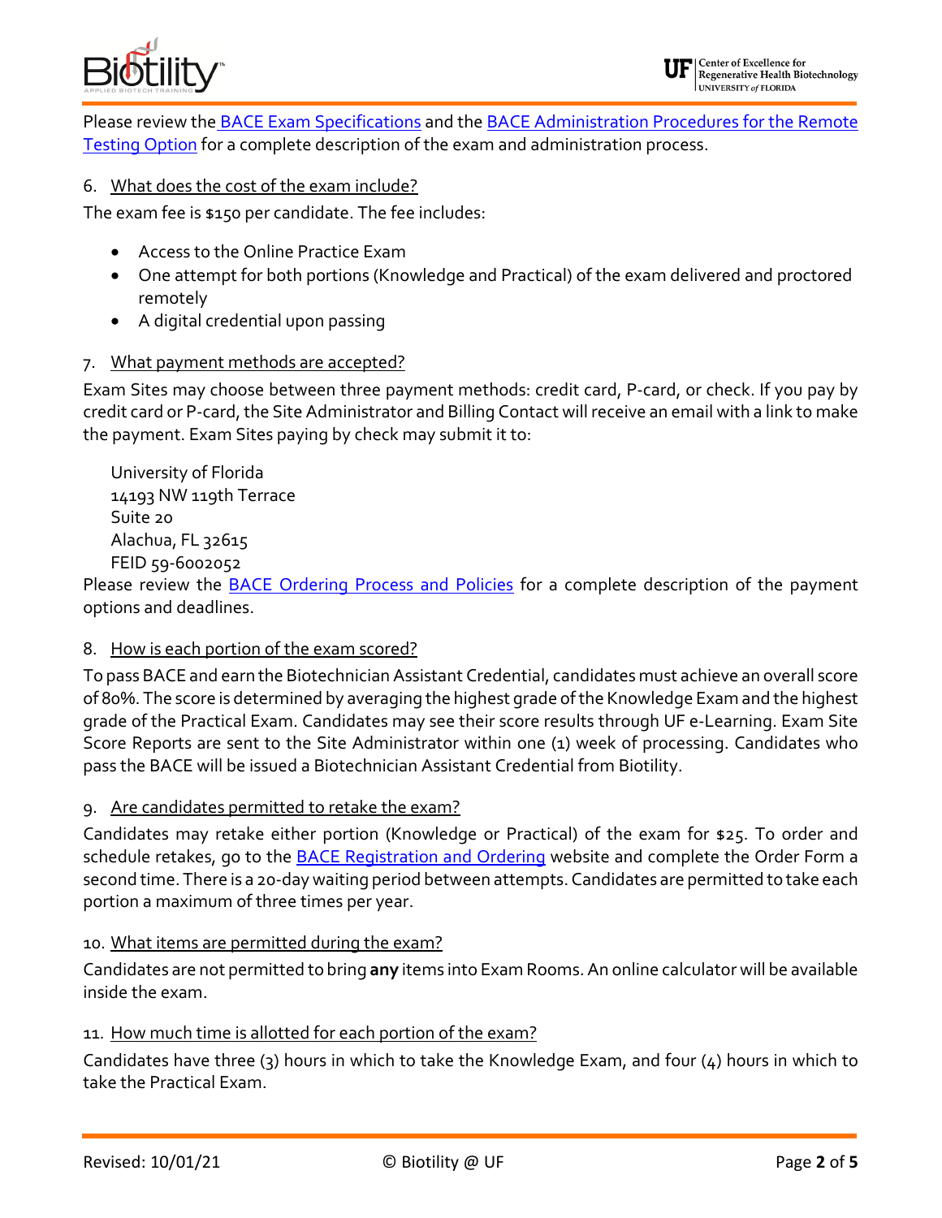Please review the [BACE Exam Specifications]() and the [BACE Administration Procedures for the Remote Testing Option]() for a complete description of the exam and administration process.

6. What does the cost of the exam include?

The exam fee is $150 per candidate. The fee includes:

- Access to the Online Practice Exam
- One attempt for both portions (Knowledge and Practical) of the exam delivered and proctored remotely
- A digital credential upon passing

7. What payment methods are accepted?

Exam Sites may choose between three payment methods: credit card, P-card, or check. If you pay by credit card or P-card, the Site Administrator and Billing Contact will receive an email with a link to make the payment. Exam Sites paying by check may submit it to:

University of Florida
14193 NW 119th Terrace
Suite 20
Alachua, FL 32615
FEID 59-6002052

Please review the [BACE Ordering Process and Policies]() for a complete description of the payment options and deadlines.

8. How is each portion of the exam scored?

To pass BACE and earn the Biotechnician Assistant Credential, candidates must achieve an overall score of 80%. The score is determined by averaging the highest grade of the Knowledge Exam and the highest grade of the Practical Exam. Candidates may see their score results through UF e-Learning. Exam Site Score Reports are sent to the Site Administrator within one (1) week of processing. Candidates who pass the BACE will be issued a Biotechnician Assistant Credential from Biotility.

9. Are candidates permitted to retake the exam?

Candidates may retake either portion (Knowledge or Practical) of the exam for $25. To order and schedule retakes, go to the [BACE Registration and Ordering]() website and complete the Order Form a second time. There is a 20-day waiting period between attempts. Candidates are permitted to take each portion a maximum of three times per year.

10. What items are permitted during the exam?

Candidates are not permitted to bring **any** items into Exam Rooms. An online calculator will be available inside the exam.

11. How much time is allotted for each portion of the exam?

Candidates have three (3) hours in which to take the Knowledge Exam, and four (4) hours in which to take the Practical Exam.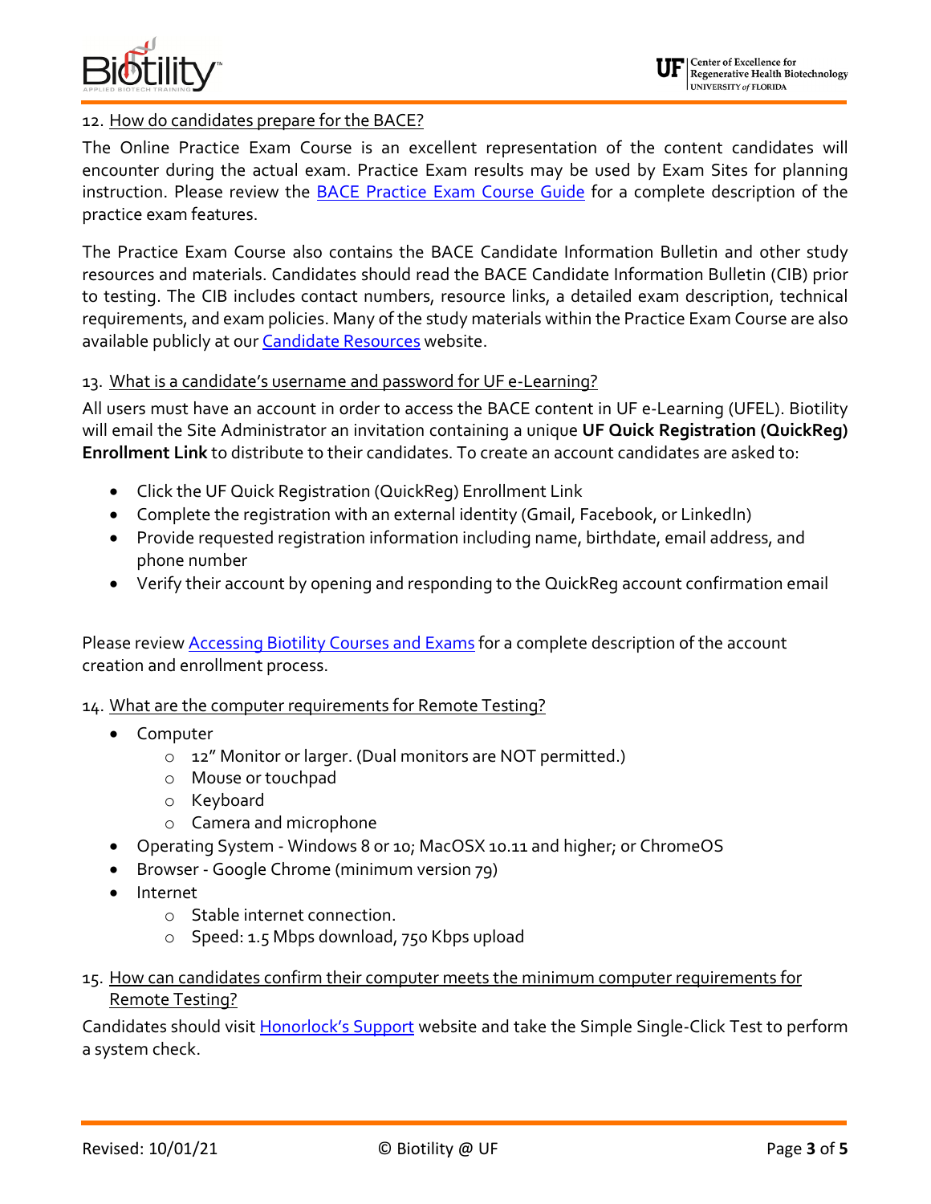12. How do candidates prepare for the BACE?

The Online Practice Exam Course is an excellent representation of the content candidates will encounter during the actual exam. Practice Exam results may be used by Exam Sites for planning instruction. Please review the BACE Practice Exam Course Guide for a complete description of the practice exam features.

The Practice Exam Course also contains the BACE Candidate Information Bulletin and other study resources and materials. Candidates should read the BACE Candidate Information Bulletin (CIB) prior to testing. The CIB includes contact numbers, resource links, a detailed exam description, technical requirements, and exam policies. Many of the study materials within the Practice Exam Course are also available publicly at our Candidate Resources website.

13. What is a candidate's username and password for UF e-Learning?

All users must have an account in order to access the BACE content in UF e-Learning (UFEL). Biotility will email the Site Administrator an invitation containing a unique **UF Quick Registration (QuickReg) Enrollment Link** to distribute to their candidates. To create an account candidates are asked to:

- Click the UF Quick Registration (QuickReg) Enrollment Link
- Complete the registration with an external identity (Gmail, Facebook, or LinkedIn)
- Provide requested registration information including name, birthdate, email address, and phone number
- Verify their account by opening and responding to the QuickReg account confirmation email

Please review Accessing Biotility Courses and Exams for a complete description of the account creation and enrollment process.

14. What are the computer requirements for Remote Testing?

- Computer
  - 12" Monitor or larger. (Dual monitors are NOT permitted.)
  - Mouse or touchpad
  - Keyboard
  - Camera and microphone
- Operating System - Windows 8 or 10; MacOSX 10.11 and higher; or ChromeOS
- Browser - Google Chrome (minimum version 79)
- Internet
  - Stable internet connection.
  - Speed: 1.5 Mbps download, 750 Kbps upload

15. How can candidates confirm their computer meets the minimum computer requirements for Remote Testing?

Candidates should visit Honorlock's Support website and take the Simple Single-Click Test to perform a system check.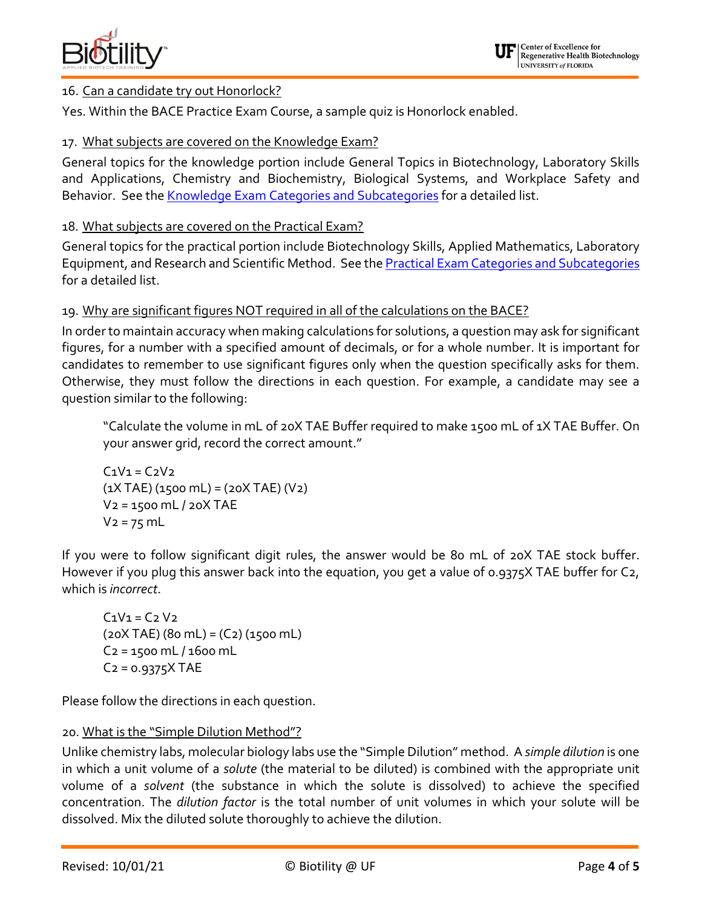16. Can a candidate try out Honorlock?

Yes. Within the BACE Practice Exam Course, a sample quiz is Honorlock enabled.

17. What subjects are covered on the Knowledge Exam?

General topics for the knowledge portion include General Topics in Biotechnology, Laboratory Skills and Applications, Chemistry and Biochemistry, Biological Systems, and Workplace Safety and Behavior. See the [Knowledge Exam Categories and Subcategories] for a detailed list.

18. What subjects are covered on the Practical Exam?

General topics for the practical portion include Biotechnology Skills, Applied Mathematics, Laboratory Equipment, and Research and Scientific Method. See the [Practical Exam Categories and Subcategories] for a detailed list.

19. Why are significant figures NOT required in all of the calculations on the BACE?

In order to maintain accuracy when making calculations for solutions, a question may ask for significant figures, for a number with a specified amount of decimals, or for a whole number. It is important for candidates to remember to use significant figures only when the question specifically asks for them. Otherwise, they must follow the directions in each question. For example, a candidate may see a question similar to the following:

> "Calculate the volume in mL of 20X TAE Buffer required to make 1500 mL of 1X TAE Buffer. On your answer grid, record the correct amount."
>
> $C_1V_1 = C_2V_2$
> $(1X \text{ TAE})(1500 \text{ mL}) = (20X \text{ TAE})(V_2)$
> $V_2 = 1500 \text{ mL} / 20X \text{ TAE}$
> $V_2 = 75 \text{ mL}$

If you were to follow significant digit rules, the answer would be 80 mL of 20X TAE stock buffer. However if you plug this answer back into the equation, you get a value of 0.9375X TAE buffer for $C_2$, which is *incorrect*.

> $C_1V_1 = C_2V_2$
> $(20X \text{ TAE})(80 \text{ mL}) = (C_2)(1500 \text{ mL})$
> $C_2 = 1500 \text{ mL} / 1600 \text{ mL}$
> $C_2 = 0.9375X \text{ TAE}$

Please follow the directions in each question.

20. What is the "Simple Dilution Method"?

Unlike chemistry labs, molecular biology labs use the "Simple Dilution" method. A *simple dilution* is one in which a unit volume of a *solute* (the material to be diluted) is combined with the appropriate unit volume of a *solvent* (the substance in which the solute is dissolved) to achieve the specified concentration. The *dilution factor* is the total number of unit volumes in which your solute will be dissolved. Mix the diluted solute thoroughly to achieve the dilution.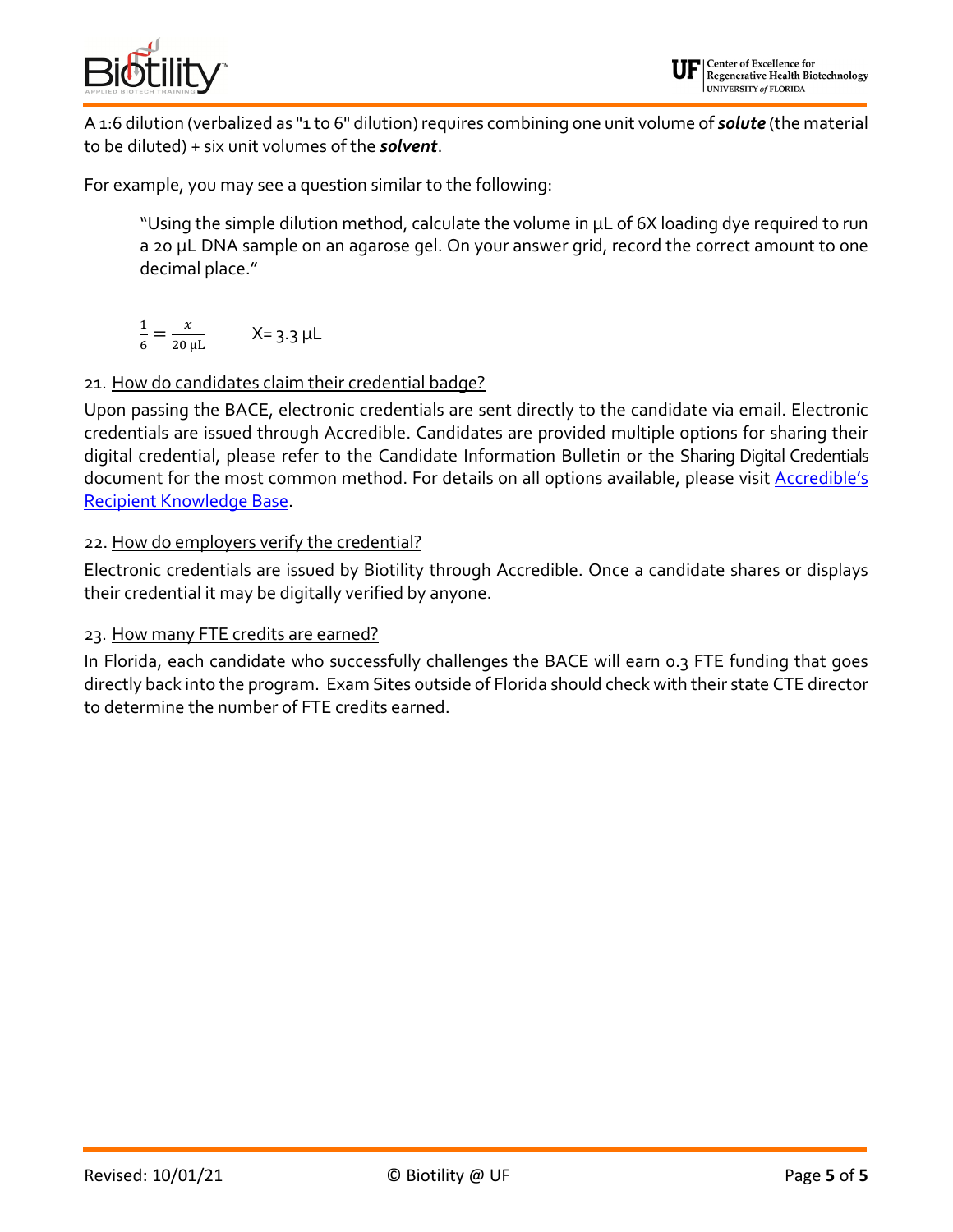A 1:6 dilution (verbalized as "1 to 6" dilution) requires combining one unit volume of ***solute*** (the material to be diluted) + six unit volumes of the ***solvent***.

For example, you may see a question similar to the following:

> "Using the simple dilution method, calculate the volume in µL of 6X loading dye required to run a 20 µL DNA sample on an agarose gel. On your answer grid, record the correct amount to one decimal place."
>
> $\frac{1}{6} = \frac{x}{20\ \mu L}$ X= 3.3 µL

21. <u>How do candidates claim their credential badge?</u>

Upon passing the BACE, electronic credentials are sent directly to the candidate via email. Electronic credentials are issued through Accredible. Candidates are provided multiple options for sharing their digital credential, please refer to the Candidate Information Bulletin or the Sharing Digital Credentials document for the most common method. For details on all options available, please visit [Accredible's Recipient Knowledge Base](#).

22. <u>How do employers verify the credential?</u>

Electronic credentials are issued by Biotility through Accredible. Once a candidate shares or displays their credential it may be digitally verified by anyone.

23. <u>How many FTE credits are earned?</u>

In Florida, each candidate who successfully challenges the BACE will earn 0.3 FTE funding that goes directly back into the program. Exam Sites outside of Florida should check with their state CTE director to determine the number of FTE credits earned.